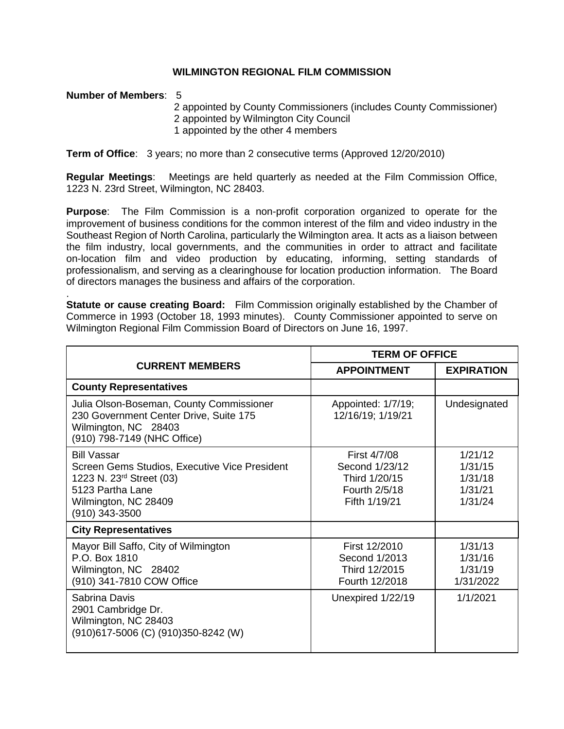# WILMINGTON REGIONAL FILM COMMISSION

**Number of Members**: 5
2 appointed by County Commissioners (includes County Commissioner)
2 appointed by Wilmington City Council
1 appointed by the other 4 members

**Term of Office**: 3 years; no more than 2 consecutive terms (Approved 12/20/2010)

**Regular Meetings**: Meetings are held quarterly as needed at the Film Commission Office, 1223 N. 23rd Street, Wilmington, NC 28403.

**Purpose**: The Film Commission is a non-profit corporation organized to operate for the improvement of business conditions for the common interest of the film and video industry in the Southeast Region of North Carolina, particularly the Wilmington area. It acts as a liaison between the film industry, local governments, and the communities in order to attract and facilitate on-location film and video production by educating, informing, setting standards of professionalism, and serving as a clearinghouse for location production information. The Board of directors manages the business and affairs of the corporation.

.
**Statute or cause creating Board:** Film Commission originally established by the Chamber of Commerce in 1993 (October 18, 1993 minutes). County Commissioner appointed to serve on Wilmington Regional Film Commission Board of Directors on June 16, 1997.

| CURRENT MEMBERS | TERM OF OFFICE | |
|---|---|---|
| | APPOINTMENT | EXPIRATION |
| **County Representatives** | | |
| Julia Olson-Boseman, County Commissioner<br>230 Government Center Drive, Suite 175<br>Wilmington, NC 28403<br>(910) 798-7149 (NHC Office) | Appointed: 1/7/19;<br>12/16/19; 1/19/21 | Undesignated |
| Bill Vassar<br>Screen Gems Studios, Executive Vice President<br>1223 N. 23rd Street (03)<br>5123 Partha Lane<br>Wilmington, NC 28409<br>(910) 343-3500 | First 4/7/08<br>Second 1/23/12<br>Third 1/20/15<br>Fourth 2/5/18<br>Fifth 1/19/21 | 1/21/12<br>1/31/15<br>1/31/18<br>1/31/21<br>1/31/24 |
| **City Representatives** | | |
| Mayor Bill Saffo, City of Wilmington<br>P.O. Box 1810<br>Wilmington, NC 28402<br>(910) 341-7810 COW Office | First 12/2010<br>Second 1/2013<br>Third 12/2015<br>Fourth 12/2018 | 1/31/13<br>1/31/16<br>1/31/19<br>1/31/2022 |
| Sabrina Davis<br>2901 Cambridge Dr.<br>Wilmington, NC 28403<br>(910)617-5006 (C) (910)350-8242 (W) | Unexpired 1/22/19 | 1/1/2021 |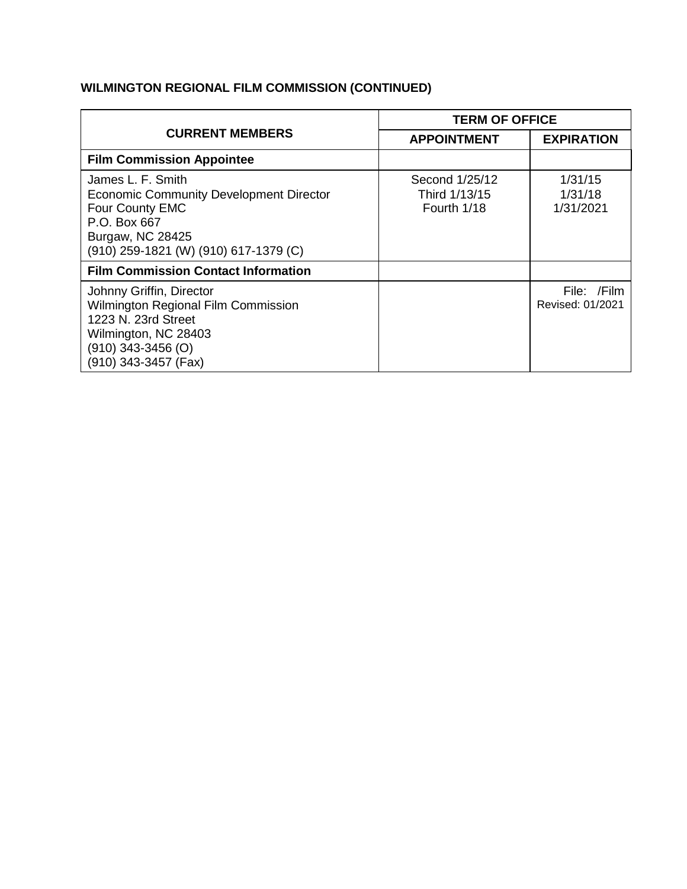**WILMINGTON REGIONAL FILM COMMISSION (CONTINUED)**

| CURRENT MEMBERS | TERM OF OFFICE | |
|---|---|---|
| | **APPOINTMENT** | **EXPIRATION** |
| **Film Commission Appointee** | | |
| James L. F. Smith<br>Economic Community Development Director<br>Four County EMC<br>P.O. Box 667<br>Burgaw, NC 28425<br>(910) 259-1821 (W) (910) 617-1379 (C) | Second 1/25/12<br>Third 1/13/15<br>Fourth 1/18 | 1/31/15<br>1/31/18<br>1/31/2021 |
| **Film Commission Contact Information** | | |
| Johnny Griffin, Director<br>Wilmington Regional Film Commission<br>1223 N. 23rd Street<br>Wilmington, NC 28403<br>(910) 343-3456 (O)<br>(910) 343-3457 (Fax) | | File: /Film<br>Revised: 01/2021 |